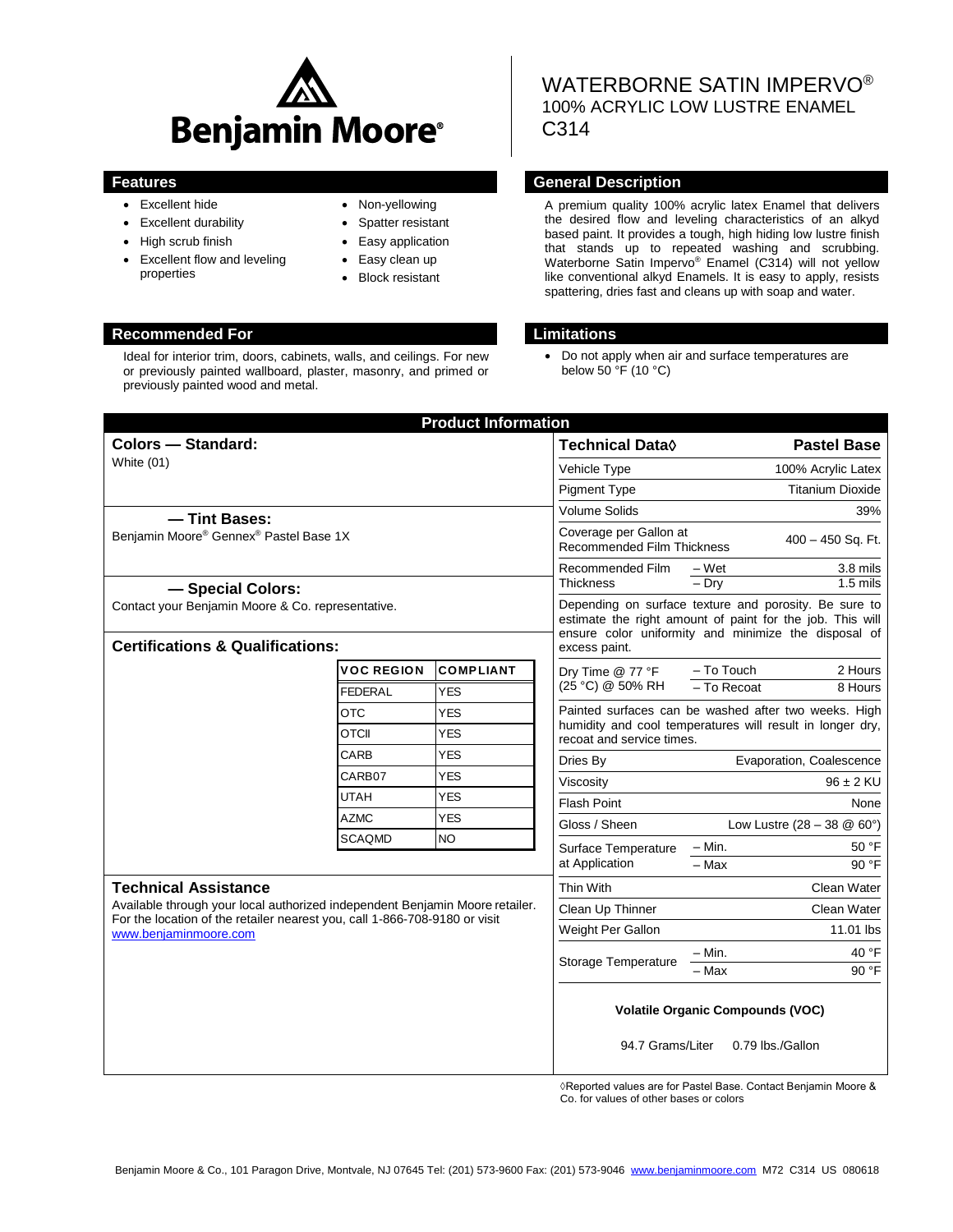Benjamin Moore®

# WATERBORNE SATIN IMPERVO®
## 100% ACRYLIC LOW LUSTRE ENAMEL
## C314

## Features

- Excellent hide
- Excellent durability
- High scrub finish
- Excellent flow and leveling properties
- Non-yellowing
- Spatter resistant
- Easy application
- Easy clean up
- Block resistant

## General Description

A premium quality 100% acrylic latex Enamel that delivers the desired flow and leveling characteristics of an alkyd based paint. It provides a tough, high hiding low lustre finish that stands up to repeated washing and scrubbing. Waterborne Satin Impervo® Enamel (C314) will not yellow like conventional alkyd Enamels. It is easy to apply, resists spattering, dries fast and cleans up with soap and water.

## Recommended For

Ideal for interior trim, doors, cabinets, walls, and ceilings. For new or previously painted wallboard, plaster, masonry, and primed or previously painted wood and metal.

## Limitations

- Do not apply when air and surface temperatures are below 50 °F (10 °C)

## Product Information

### Colors — Standard:

White (01)

### — Tint Bases:

Benjamin Moore® Gennex® Pastel Base 1X

### — Special Colors:

Contact your Benjamin Moore & Co. representative.

### Certifications & Qualifications:

| VOC REGION | COMPLIANT |
|---|---|
| FEDERAL | YES |
| OTC | YES |
| OTCII | YES |
| CARB | YES |
| CARB07 | YES |
| UTAH | YES |
| AZMC | YES |
| SCAQMD | NO |

### Technical Assistance

Available through your local authorized independent Benjamin Moore retailer. For the location of the retailer nearest you, call 1-866-708-9180 or visit www.benjaminmoore.com

| Technical Data◊ | | Pastel Base |
|---|---|---|
| Vehicle Type | | 100% Acrylic Latex |
| Pigment Type | | Titanium Dioxide |
| Volume Solids | | 39% |
| Coverage per Gallon at Recommended Film Thickness | | 400 – 450 Sq. Ft. |
| Recommended Film Thickness | – Wet | 3.8 mils |
| | – Dry | 1.5 mils |

Depending on surface texture and porosity. Be sure to estimate the right amount of paint for the job. This will ensure color uniformity and minimize the disposal of excess paint.

| | | |
|---|---|---|
| Dry Time @ 77 °F (25 °C) @ 50% RH | – To Touch | 2 Hours |
| | – To Recoat | 8 Hours |

Painted surfaces can be washed after two weeks. High humidity and cool temperatures will result in longer dry, recoat and service times.

| | | |
|---|---|---|
| Dries By | | Evaporation, Coalescence |
| Viscosity | | 96 ± 2 KU |
| Flash Point | | None |
| Gloss / Sheen | | Low Lustre (28 – 38 @ 60°) |
| Surface Temperature at Application | – Min. | 50 °F |
| | – Max | 90 °F |
| Thin With | | Clean Water |
| Clean Up Thinner | | Clean Water |
| Weight Per Gallon | | 11.01 lbs |
| Storage Temperature | – Min. | 40 °F |
| | – Max | 90 °F |

**Volatile Organic Compounds (VOC)**

94.7 Grams/Liter 0.79 lbs./Gallon

◊Reported values are for Pastel Base. Contact Benjamin Moore & Co. for values of other bases or colors

Benjamin Moore & Co., 101 Paragon Drive, Montvale, NJ 07645 Tel: (201) 573-9600 Fax: (201) 573-9046 www.benjaminmoore.com M72 C314 US 080618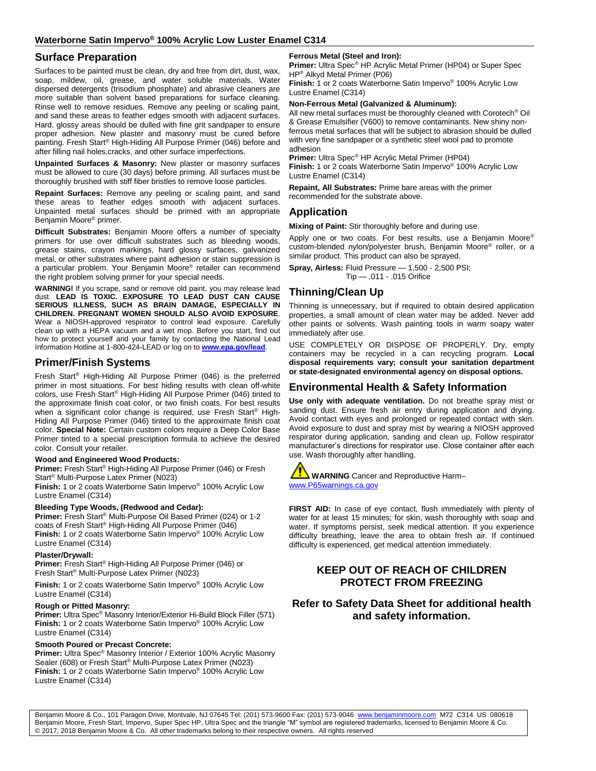## Surface Preparation

Surfaces to be painted must be clean, dry and free from dirt, dust, wax, soap, mildew, oil, grease, and water soluble materials. Water dispersed detergents (trisodium phosphate) and abrasive cleaners are more suitable than solvent based preparations for surface cleaning. Rinse well to remove residues. Remove any peeling or scaling paint, and sand these areas to feather edges smooth with adjacent surfaces. Hard, glossy areas should be dulled with fine grit sandpaper to ensure proper adhesion. New plaster and masonry must be cured before painting. Fresh Start® High-Hiding All Purpose Primer (046) before and after filling nail holes,cracks, and other surface imperfections.

**Unpainted Surfaces & Masonry:** New plaster or masonry surfaces must be allowed to cure (30 days) before priming. All surfaces must be thoroughly brushed with stiff fiber bristles to remove loose particles.

**Repaint Surfaces:** Remove any peeling or scaling paint, and sand these areas to feather edges smooth with adjacent surfaces. Unpainted metal surfaces should be primed with an appropriate Benjamin Moore® primer.

**Difficult Substrates:** Benjamin Moore offers a number of specialty primers for use over difficult substrates such as bleeding woods, grease stains, crayon markings, hard glossy surfaces, galvanized metal, or other substrates where paint adhesion or stain suppression is a particular problem. Your Benjamin Moore® retailer can recommend the right problem solving primer for your special needs.

**WARNING!** If you scrape, sand or remove old paint, you may release lead dust. **LEAD IS TOXIC. EXPOSURE TO LEAD DUST CAN CAUSE SERIOUS ILLNESS, SUCH AS BRAIN DAMAGE, ESPECIALLY IN CHILDREN. PREGNANT WOMEN SHOULD ALSO AVOID EXPOSURE**. Wear a NIOSH-approved respirator to control lead exposure. Carefully clean up with a HEPA vacuum and a wet mop. Before you start, find out how to protect yourself and your family by contacting the National Lead Information Hotline at 1-800-424-LEAD or log on to **www.epa.gov/lead**.

## Primer/Finish Systems

Fresh Start® High-Hiding All Purpose Primer (046) is the preferred primer in most situations. For best hiding results with clean off-white colors, use Fresh Start® High-Hiding All Purpose Primer (046) tinted to the approximate finish coat color, or two finish coats. For best results when a significant color change is required, use Fresh Start® High-Hiding All Purpose Primer (046) tinted to the approximate finish coat color. **Special Note:** Certain custom colors require a Deep Color Base Primer tinted to a special prescription formula to achieve the desired color. Consult your retailer.

**Wood and Engineered Wood Products:**
**Primer:** Fresh Start® High-Hiding All Purpose Primer (046) or Fresh Start® Multi-Purpose Latex Primer (N023)
**Finish:** 1 or 2 coats Waterborne Satin Impervo® 100% Acrylic Low Lustre Enamel (C314)

**Bleeding Type Woods, (Redwood and Cedar):**
**Primer:** Fresh Start® Multi-Purpose Oil Based Primer (024) or 1-2 coats of Fresh Start® High-Hiding All Purpose Primer (046)
**Finish:** 1 or 2 coats Waterborne Satin Impervo® 100% Acrylic Low Lustre Enamel (C314)

**Plaster/Drywall:**
**Primer:** Fresh Start® High-Hiding All Purpose Primer (046) or Fresh Start® Multi-Purpose Latex Primer (N023)
**Finish:** 1 or 2 coats Waterborne Satin Impervo® 100% Acrylic Low Lustre Enamel (C314)

**Rough or Pitted Masonry:**
**Primer:** Ultra Spec® Masonry Interior/Exterior Hi-Build Block Filler (571)
**Finish:** 1 or 2 coats Waterborne Satin Impervo® 100% Acrylic Low Lustre Enamel (C314)

**Smooth Poured or Precast Concrete:**
**Primer:** Ultra Spec® Masonry Interior / Exterior 100% Acrylic Masonry Sealer (608) or Fresh Start® Multi-Purpose Latex Primer (N023)
**Finish:** 1 or 2 coats Waterborne Satin Impervo® 100% Acrylic Low Lustre Enamel (C314)

**Ferrous Metal (Steel and Iron):**
**Primer:** Ultra Spec® HP Acrylic Metal Primer (HP04) or Super Spec HP® Alkyd Metal Primer (P06)
**Finish:** 1 or 2 coats Waterborne Satin Impervo® 100% Acrylic Low Lustre Enamel (C314)

**Non-Ferrous Metal (Galvanized & Aluminum):**
All new metal surfaces must be thoroughly cleaned with Corotech® Oil & Grease Emulsifier (V600) to remove contaminants. New shiny non-ferrous metal surfaces that will be subject to abrasion should be dulled with very fine sandpaper or a synthetic steel wool pad to promote adhesion
**Primer:** Ultra Spec® HP Acrylic Metal Primer (HP04)
**Finish:** 1 or 2 coats Waterborne Satin Impervo® 100% Acrylic Low Lustre Enamel (C314)

**Repaint, All Substrates:** Prime bare areas with the primer recommended for the substrate above.

## Application

**Mixing of Paint:** Stir thoroughly before and during use.

Apply one or two coats. For best results, use a Benjamin Moore® custom-blended nylon/polyester brush, Benjamin Moore® roller, or a similar product. This product can also be sprayed.

**Spray, Airless:** Fluid Pressure — 1,500 - 2,500 PSI;
Tip — .011 - .015 Orifice

## Thinning/Clean Up

Thinning is unnecessary, but if required to obtain desired application properties, a small amount of clean water may be added. Never add other paints or solvents. Wash painting tools in warm soapy water immediately after use.

USE COMPLETELY OR DISPOSE OF PROPERLY. Dry, empty containers may be recycled in a can recycling program. **Local disposal requirements vary; consult your sanitation department or state-designated environmental agency on disposal options.**

## Environmental Health & Safety Information

**Use only with adequate ventilation.** Do not breathe spray mist or sanding dust. Ensure fresh air entry during application and drying. Avoid contact with eyes and prolonged or repeated contact with skin. Avoid exposure to dust and spray mist by wearing a NIOSH approved respirator during application, sanding and clean up. Follow respirator manufacturer's directions for respirator use. Close container after each use. Wash thoroughly after handling.

**WARNING** Cancer and Reproductive Harm– www.P65warnings.ca.gov

**FIRST AID:** In case of eye contact, flush immediately with plenty of water for at least 15 minutes; for skin, wash thoroughly with soap and water. If symptoms persist, seek medical attention. If you experience difficulty breathing, leave the area to obtain fresh air. If continued difficulty is experienced, get medical attention immediately.

**KEEP OUT OF REACH OF CHILDREN**
**PROTECT FROM FREEZING**

**Refer to Safety Data Sheet for additional health and safety information.**

Benjamin Moore & Co., 101 Paragon Drive, Montvale, NJ 07645 Tel: (201) 573-9600 Fax: (201) 573-9046 www.benjaminmoore.com M72 C314 US 080618
Benjamin Moore, Fresh Start, Impervo, Super Spec HP, Ultra Spec and the triangle "M" symbol are registered trademarks, licensed to Benjamin Moore & Co.
© 2017, 2018 Benjamin Moore & Co. All other trademarks belong to their respective owners. All rights reserved